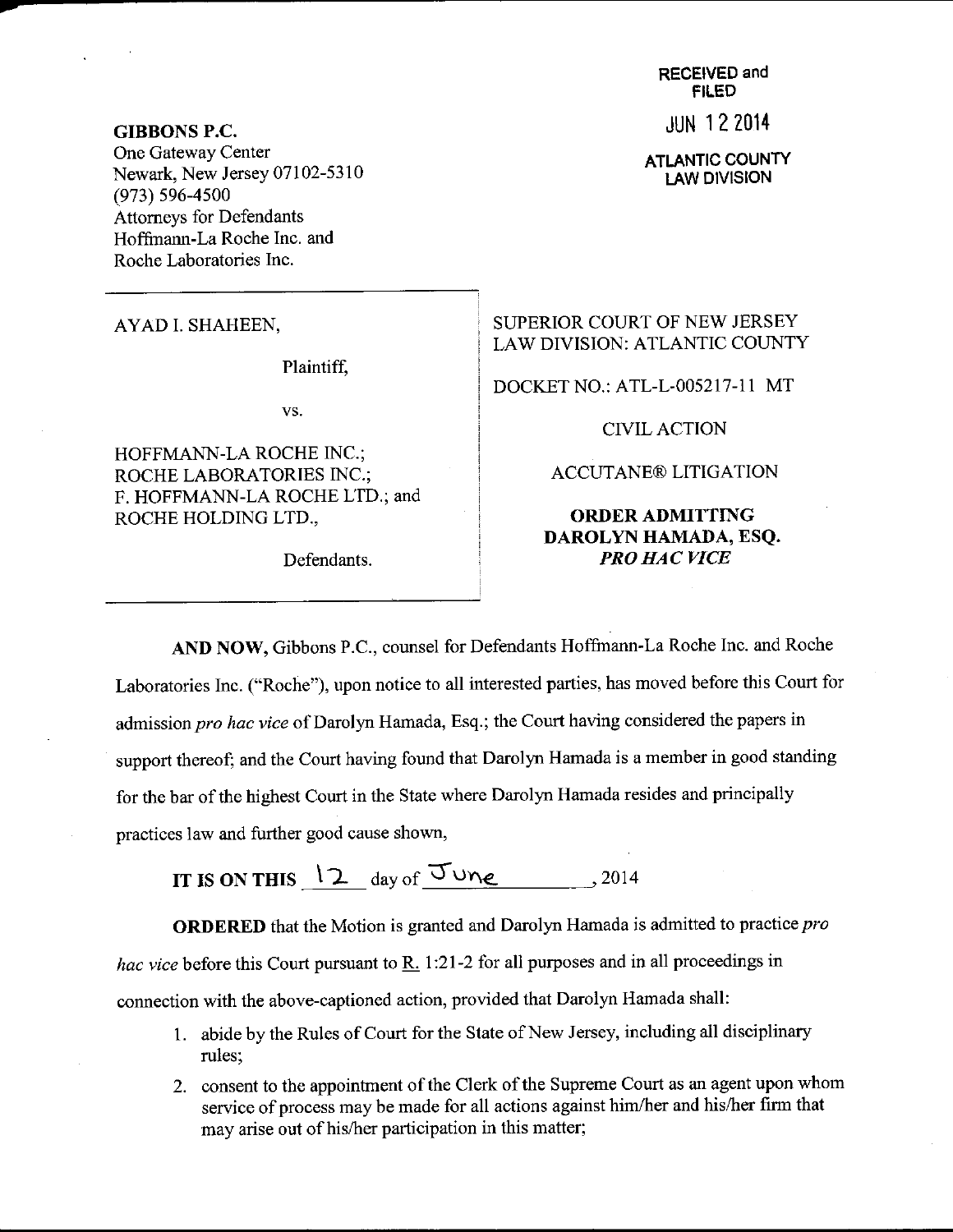**GIBBONS P.C.**
One Gateway Center
Newark, New Jersey 07102-5310
(973) 596-4500
Attorneys for Defendants
Hoffmann-La Roche Inc. and
Roche Laboratories Inc.

RECEIVED and FILED
JUN 12 2014
ATLANTIC COUNTY LAW DIVISION

AYAD I. SHAHEEN,

Plaintiff,

vs.

HOFFMANN-LA ROCHE INC.; ROCHE LABORATORIES INC.; F. HOFFMANN-LA ROCHE LTD.; and ROCHE HOLDING LTD.,

Defendants.

SUPERIOR COURT OF NEW JERSEY
LAW DIVISION: ATLANTIC COUNTY

DOCKET NO.: ATL-L-005217-11 MT

CIVIL ACTION

ACCUTANE® LITIGATION

**ORDER ADMITTING DAROLYN HAMADA, ESQ. *PRO HAC VICE***

**AND NOW,** Gibbons P.C., counsel for Defendants Hoffmann-La Roche Inc. and Roche Laboratories Inc. ("Roche"), upon notice to all interested parties, has moved before this Court for admission *pro hac vice* of Darolyn Hamada, Esq.; the Court having considered the papers in support thereof; and the Court having found that Darolyn Hamada is a member in good standing for the bar of the highest Court in the State where Darolyn Hamada resides and principally practices law and further good cause shown,

**IT IS ON THIS** 12 day of June, 2014

**ORDERED** that the Motion is granted and Darolyn Hamada is admitted to practice *pro hac vice* before this Court pursuant to R. 1:21-2 for all purposes and in all proceedings in connection with the above-captioned action, provided that Darolyn Hamada shall:

1. abide by the Rules of Court for the State of New Jersey, including all disciplinary rules;
2. consent to the appointment of the Clerk of the Supreme Court as an agent upon whom service of process may be made for all actions against him/her and his/her firm that may arise out of his/her participation in this matter;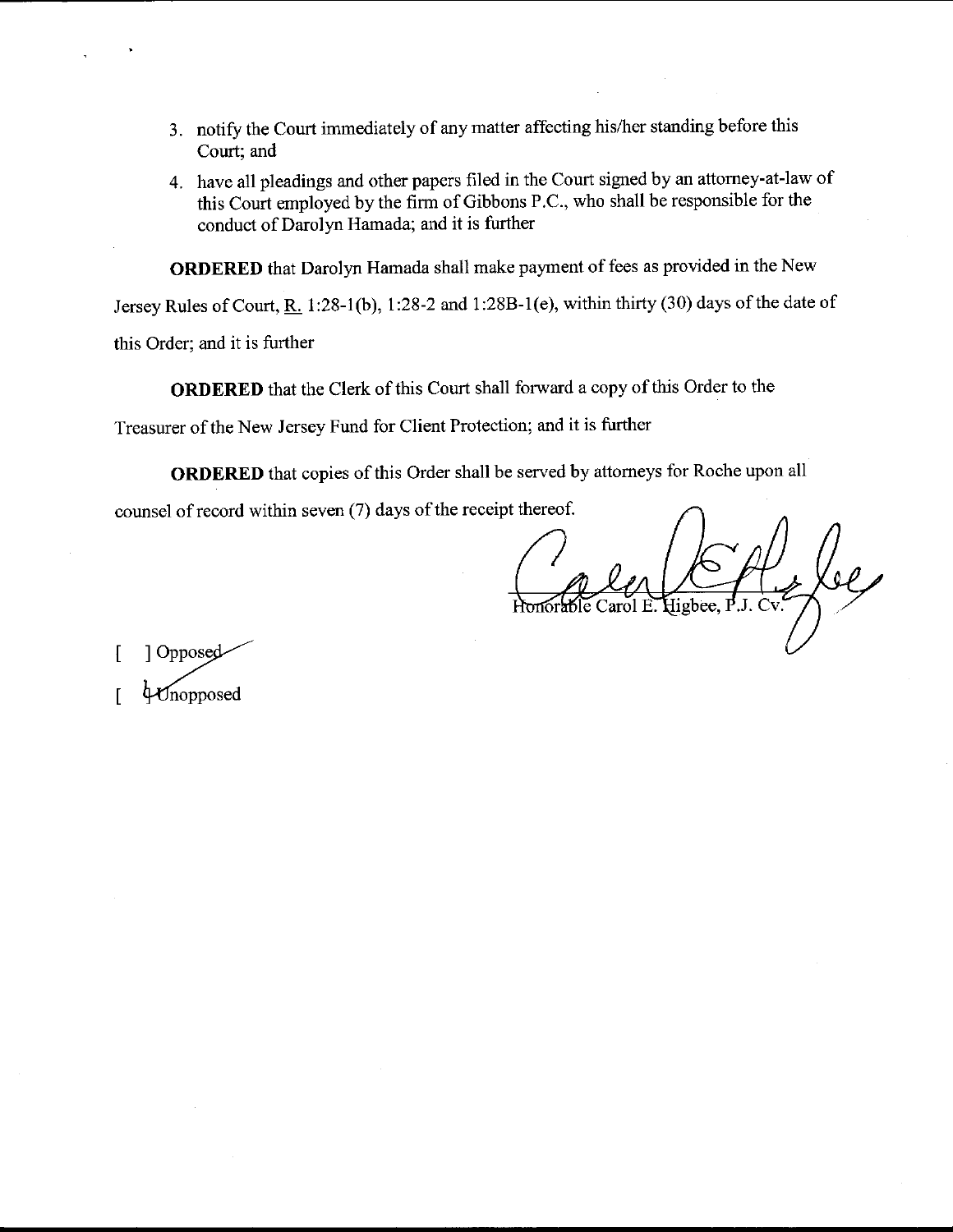3. notify the Court immediately of any matter affecting his/her standing before this Court; and
4. have all pleadings and other papers filed in the Court signed by an attorney-at-law of this Court employed by the firm of Gibbons P.C., who shall be responsible for the conduct of Darolyn Hamada; and it is further

**ORDERED** that Darolyn Hamada shall make payment of fees as provided in the New Jersey Rules of Court, R. 1:28-1(b), 1:28-2 and 1:28B-1(e), within thirty (30) days of the date of this Order; and it is further

**ORDERED** that the Clerk of this Court shall forward a copy of this Order to the Treasurer of the New Jersey Fund for Client Protection; and it is further

**ORDERED** that copies of this Order shall be served by attorneys for Roche upon all counsel of record within seven (7) days of the receipt thereof.

Honorable Carol E. Higbee, P.J. Cv.

[ ] Opposed

[ ✓ ] Unopposed